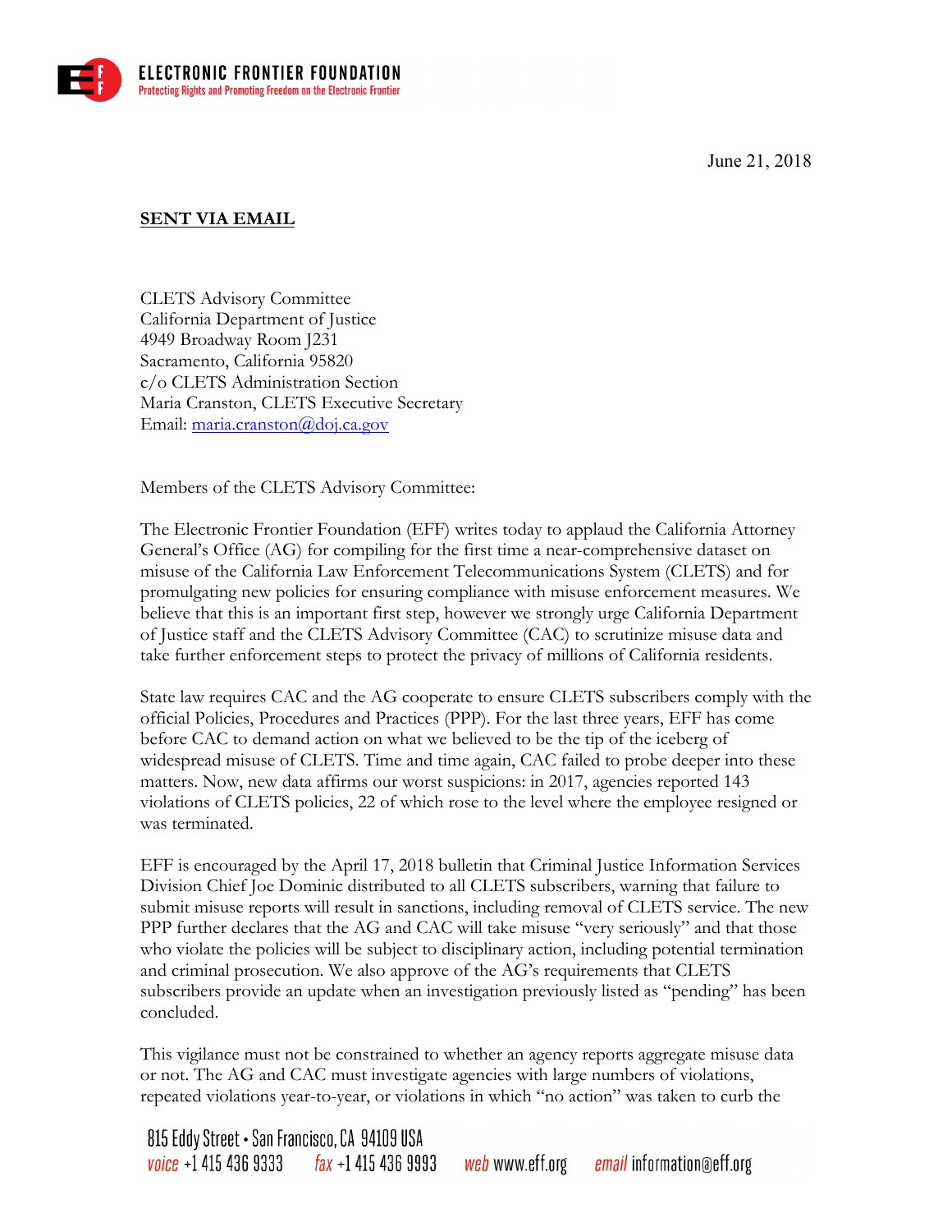ELECTRONIC FRONTIER FOUNDATION
Protecting Rights and Promoting Freedom on the Electronic Frontier

June 21, 2018

**SENT VIA EMAIL**

CLETS Advisory Committee
California Department of Justice
4949 Broadway Room J231
Sacramento, California 95820
c/o CLETS Administration Section
Maria Cranston, CLETS Executive Secretary
Email: maria.cranston@doj.ca.gov

Members of the CLETS Advisory Committee:

The Electronic Frontier Foundation (EFF) writes today to applaud the California Attorney General's Office (AG) for compiling for the first time a near-comprehensive dataset on misuse of the California Law Enforcement Telecommunications System (CLETS) and for promulgating new policies for ensuring compliance with misuse enforcement measures. We believe that this is an important first step, however we strongly urge California Department of Justice staff and the CLETS Advisory Committee (CAC) to scrutinize misuse data and take further enforcement steps to protect the privacy of millions of California residents.

State law requires CAC and the AG cooperate to ensure CLETS subscribers comply with the official Policies, Procedures and Practices (PPP). For the last three years, EFF has come before CAC to demand action on what we believed to be the tip of the iceberg of widespread misuse of CLETS. Time and time again, CAC failed to probe deeper into these matters. Now, new data affirms our worst suspicions: in 2017, agencies reported 143 violations of CLETS policies, 22 of which rose to the level where the employee resigned or was terminated.

EFF is encouraged by the April 17, 2018 bulletin that Criminal Justice Information Services Division Chief Joe Dominic distributed to all CLETS subscribers, warning that failure to submit misuse reports will result in sanctions, including removal of CLETS service. The new PPP further declares that the AG and CAC will take misuse "very seriously" and that those who violate the policies will be subject to disciplinary action, including potential termination and criminal prosecution. We also approve of the AG's requirements that CLETS subscribers provide an update when an investigation previously listed as "pending" has been concluded.

This vigilance must not be constrained to whether an agency reports aggregate misuse data or not. The AG and CAC must investigate agencies with large numbers of violations, repeated violations year-to-year, or violations in which "no action" was taken to curb the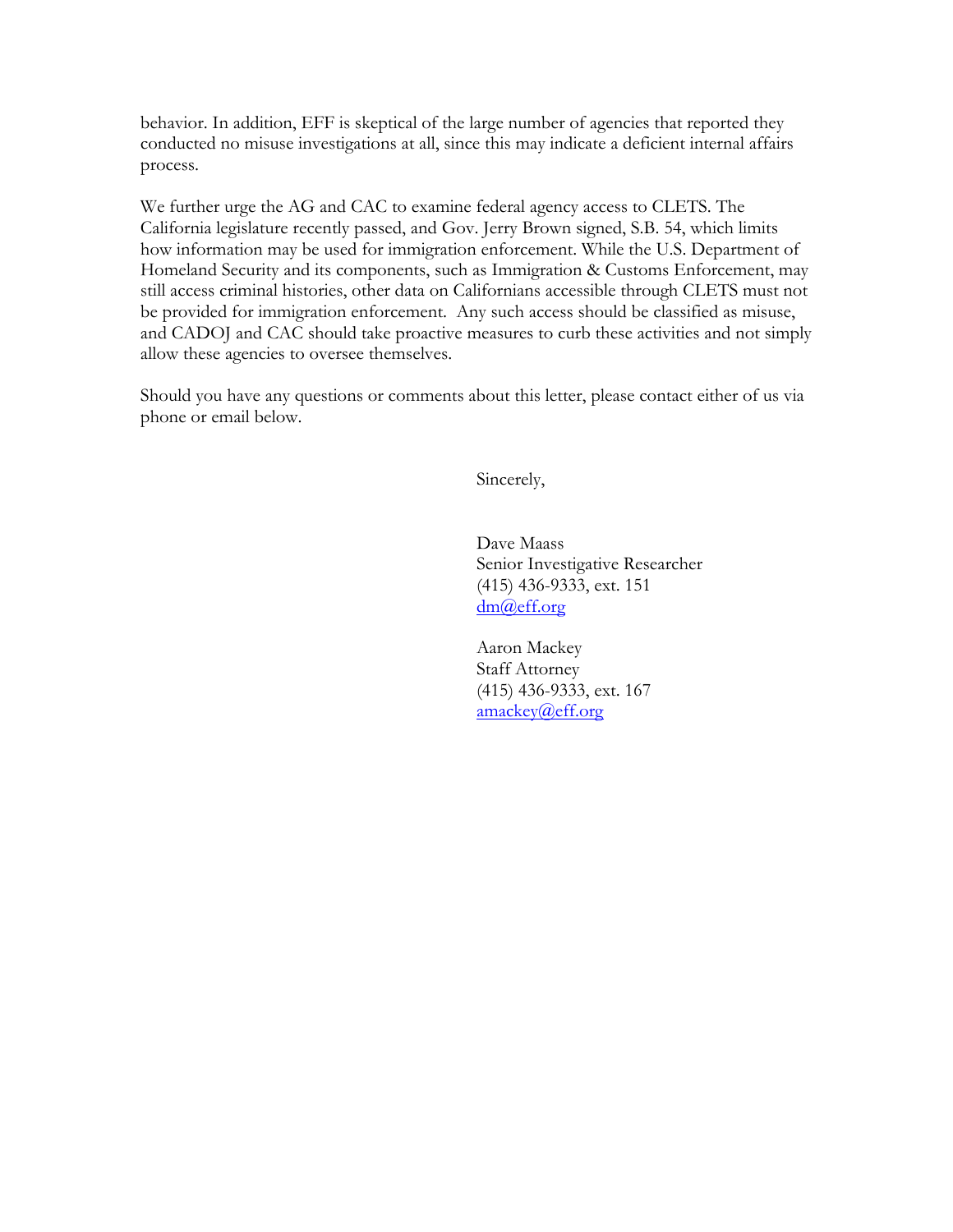behavior. In addition, EFF is skeptical of the large number of agencies that reported they conducted no misuse investigations at all, since this may indicate a deficient internal affairs process.

We further urge the AG and CAC to examine federal agency access to CLETS. The California legislature recently passed, and Gov. Jerry Brown signed, S.B. 54, which limits how information may be used for immigration enforcement. While the U.S. Department of Homeland Security and its components, such as Immigration & Customs Enforcement, may still access criminal histories, other data on Californians accessible through CLETS must not be provided for immigration enforcement. Any such access should be classified as misuse, and CADOJ and CAC should take proactive measures to curb these activities and not simply allow these agencies to oversee themselves.

Should you have any questions or comments about this letter, please contact either of us via phone or email below.

Sincerely,

Dave Maass
Senior Investigative Researcher
(415) 436-9333, ext. 151
dm@eff.org

Aaron Mackey
Staff Attorney
(415) 436-9333, ext. 167
amackey@eff.org